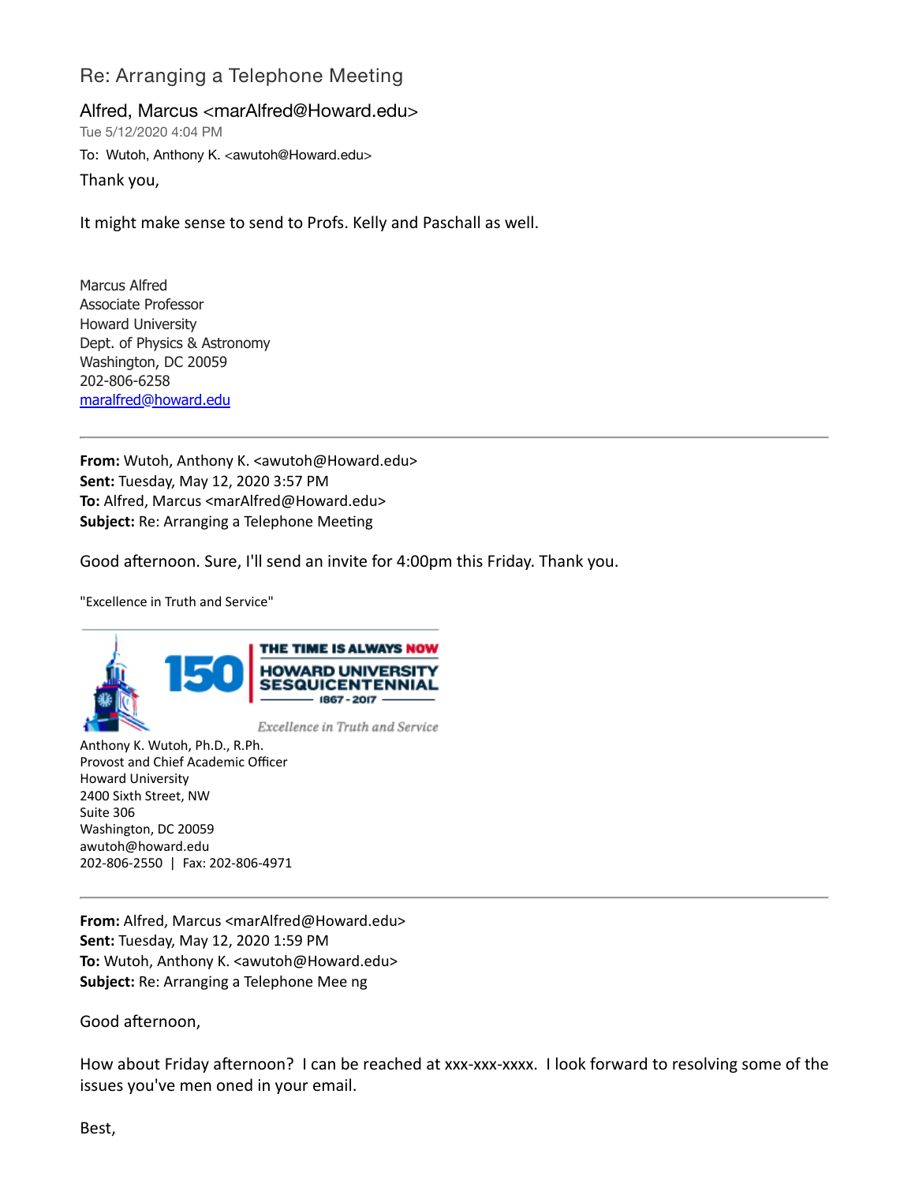# Re: Arranging a Telephone Meeting

Alfred, Marcus <marAlfred@Howard.edu>
Tue 5/12/2020 4:04 PM
To: Wutoh, Anthony K. <awutoh@Howard.edu>

Thank you,

It might make sense to send to Profs. Kelly and Paschall as well.

Marcus Alfred
Associate Professor
Howard University
Dept. of Physics & Astronomy
Washington, DC 20059
202-806-6258
maralfred@howard.edu

---

**From:** Wutoh, Anthony K. <awutoh@Howard.edu>
**Sent:** Tuesday, May 12, 2020 3:57 PM
**To:** Alfred, Marcus <marAlfred@Howard.edu>
**Subject:** Re: Arranging a Telephone Meeting

Good afternoon. Sure, I'll send an invite for 4:00pm this Friday. Thank you.

"Excellence in Truth and Service"

150 THE TIME IS ALWAYS NOW
HOWARD UNIVERSITY SESQUICENTENNIAL
1867 - 2017
*Excellence in Truth and Service*

Anthony K. Wutoh, Ph.D., R.Ph.
Provost and Chief Academic Officer
Howard University
2400 Sixth Street, NW
Suite 306
Washington, DC 20059
awutoh@howard.edu
202-806-2550 | Fax: 202-806-4971

---

**From:** Alfred, Marcus <marAlfred@Howard.edu>
**Sent:** Tuesday, May 12, 2020 1:59 PM
**To:** Wutoh, Anthony K. <awutoh@Howard.edu>
**Subject:** Re: Arranging a Telephone Mee ng

Good afternoon,

How about Friday afternoon? I can be reached at xxx-xxx-xxxx. I look forward to resolving some of the issues you've men oned in your email.

Best,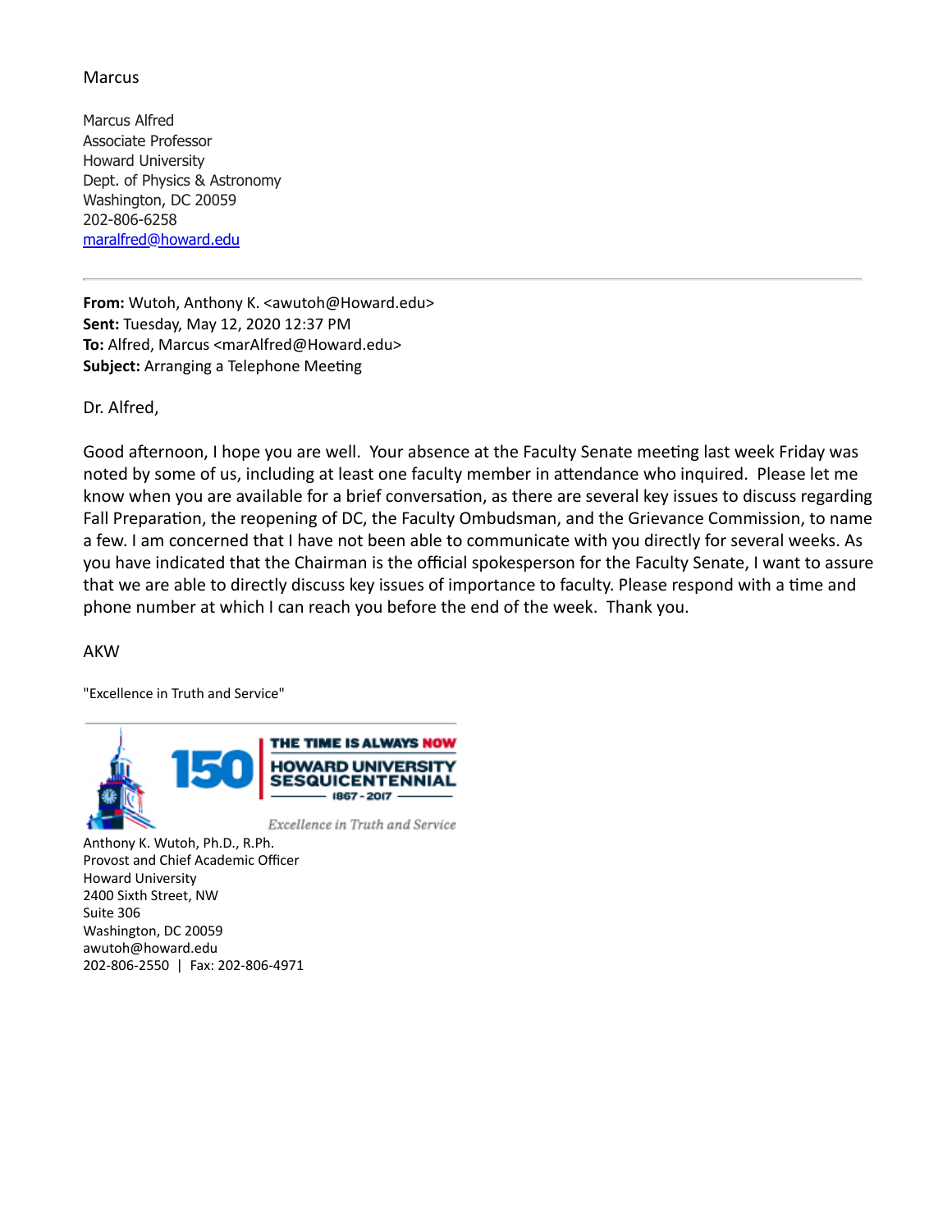Marcus

Marcus Alfred
Associate Professor
Howard University
Dept. of Physics & Astronomy
Washington, DC 20059
202-806-6258
maralfred@howard.edu

---

**From:** Wutoh, Anthony K. <awutoh@Howard.edu>
**Sent:** Tuesday, May 12, 2020 12:37 PM
**To:** Alfred, Marcus <marAlfred@Howard.edu>
**Subject:** Arranging a Telephone Meeting

Dr. Alfred,

Good afternoon, I hope you are well. Your absence at the Faculty Senate meeting last week Friday was noted by some of us, including at least one faculty member in attendance who inquired. Please let me know when you are available for a brief conversation, as there are several key issues to discuss regarding Fall Preparation, the reopening of DC, the Faculty Ombudsman, and the Grievance Commission, to name a few. I am concerned that I have not been able to communicate with you directly for several weeks. As you have indicated that the Chairman is the official spokesperson for the Faculty Senate, I want to assure that we are able to directly discuss key issues of importance to faculty. Please respond with a time and phone number at which I can reach you before the end of the week. Thank you.

AKW

"Excellence in Truth and Service"

THE TIME IS ALWAYS NOW
150 HOWARD UNIVERSITY SESQUICENTENNIAL
1867 - 2017
*Excellence in Truth and Service*

Anthony K. Wutoh, Ph.D., R.Ph.
Provost and Chief Academic Officer
Howard University
2400 Sixth Street, NW
Suite 306
Washington, DC 20059
awutoh@howard.edu
202-806-2550 | Fax: 202-806-4971